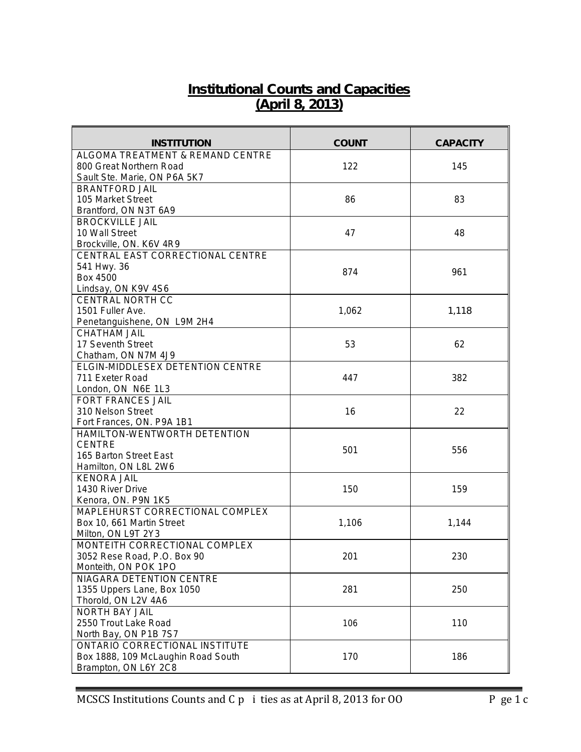# Institutional Counts and Capacities
## (April 8, 2013)

| INSTITUTION | COUNT | CAPACITY |
|---|---|---|
| ALGOMA TREATMENT & REMAND CENTRE<br>800 Great Northern Road<br>Sault Ste. Marie, ON P6A 5K7 | 122 | 145 |
| BRANTFORD JAIL<br>105 Market Street<br>Brantford, ON N3T 6A9 | 86 | 83 |
| BROCKVILLE JAIL<br>10 Wall Street<br>Brockville, ON. K6V 4R9 | 47 | 48 |
| CENTRAL EAST CORRECTIONAL CENTRE<br>541 Hwy. 36<br>Box 4500<br>Lindsay, ON K9V 4S6 | 874 | 961 |
| CENTRAL NORTH CC<br>1501 Fuller Ave.<br>Penetanguishene, ON L9M 2H4 | 1,062 | 1,118 |
| CHATHAM JAIL<br>17 Seventh Street<br>Chatham, ON N7M 4J9 | 53 | 62 |
| ELGIN-MIDDLESEX DETENTION CENTRE<br>711 Exeter Road<br>London, ON N6E 1L3 | 447 | 382 |
| FORT FRANCES JAIL<br>310 Nelson Street<br>Fort Frances, ON. P9A 1B1 | 16 | 22 |
| HAMILTON-WENTWORTH DETENTION CENTRE<br>165 Barton Street East<br>Hamilton, ON L8L 2W6 | 501 | 556 |
| KENORA JAIL<br>1430 River Drive<br>Kenora, ON. P9N 1K5 | 150 | 159 |
| MAPLEHURST CORRECTIONAL COMPLEX<br>Box 10, 661 Martin Street<br>Milton, ON L9T 2Y3 | 1,106 | 1,144 |
| MONTEITH CORRECTIONAL COMPLEX<br>3052 Rese Road, P.O. Box 90<br>Monteith, ON POK 1PO | 201 | 230 |
| NIAGARA DETENTION CENTRE<br>1355 Uppers Lane, Box 1050<br>Thorold, ON L2V 4A6 | 281 | 250 |
| NORTH BAY JAIL<br>2550 Trout Lake Road<br>North Bay, ON P1B 7S7 | 106 | 110 |
| ONTARIO CORRECTIONAL INSTITUTE<br>Box 1888, 109 McLaughin Road South<br>Brampton, ON L6Y 2C8 | 170 | 186 |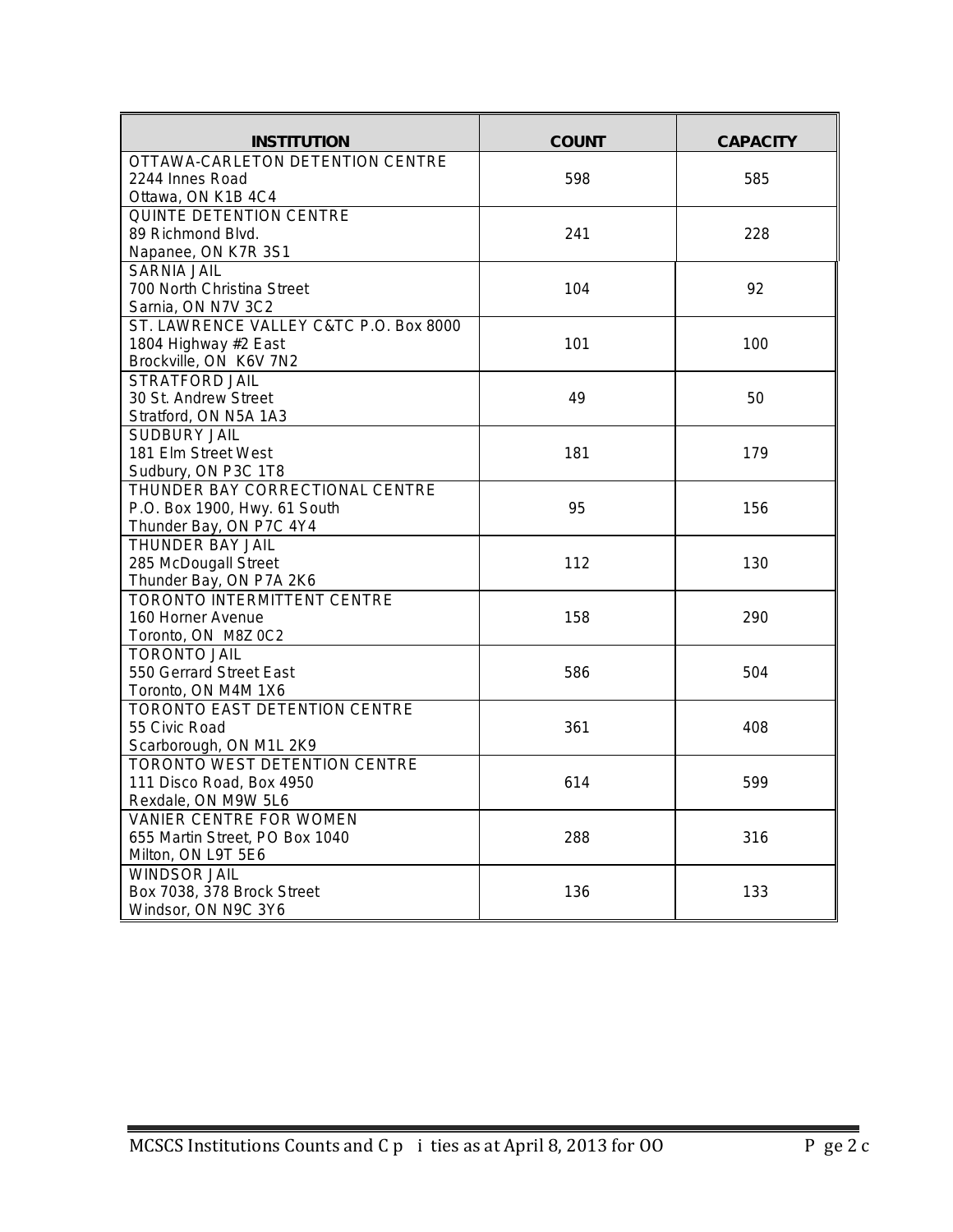| INSTITUTION | COUNT | CAPACITY |
|---|---|---|
| OTTAWA-CARLETON DETENTION CENTRE<br>2244 Innes Road<br>Ottawa, ON K1B 4C4 | 598 | 585 |
| QUINTE DETENTION CENTRE<br>89 Richmond Blvd.<br>Napanee, ON K7R 3S1 | 241 | 228 |
| SARNIA JAIL<br>700 North Christina Street<br>Sarnia, ON N7V 3C2 | 104 | 92 |
| ST. LAWRENCE VALLEY C&TC P.O. Box 8000<br>1804 Highway #2 East<br>Brockville, ON K6V 7N2 | 101 | 100 |
| STRATFORD JAIL<br>30 St. Andrew Street<br>Stratford, ON N5A 1A3 | 49 | 50 |
| SUDBURY JAIL<br>181 Elm Street West<br>Sudbury, ON P3C 1T8 | 181 | 179 |
| THUNDER BAY CORRECTIONAL CENTRE<br>P.O. Box 1900, Hwy. 61 South<br>Thunder Bay, ON P7C 4Y4 | 95 | 156 |
| THUNDER BAY JAIL<br>285 McDougall Street<br>Thunder Bay, ON P7A 2K6 | 112 | 130 |
| TORONTO INTERMITTENT CENTRE<br>160 Horner Avenue<br>Toronto, ON M8Z 0C2 | 158 | 290 |
| TORONTO JAIL<br>550 Gerrard Street East<br>Toronto, ON M4M 1X6 | 586 | 504 |
| TORONTO EAST DETENTION CENTRE<br>55 Civic Road<br>Scarborough, ON M1L 2K9 | 361 | 408 |
| TORONTO WEST DETENTION CENTRE<br>111 Disco Road, Box 4950<br>Rexdale, ON M9W 5L6 | 614 | 599 |
| VANIER CENTRE FOR WOMEN<br>655 Martin Street, PO Box 1040<br>Milton, ON L9T 5E6 | 288 | 316 |
| WINDSOR JAIL<br>Box 7038, 378 Brock Street<br>Windsor, ON N9C 3Y6 | 136 | 133 |